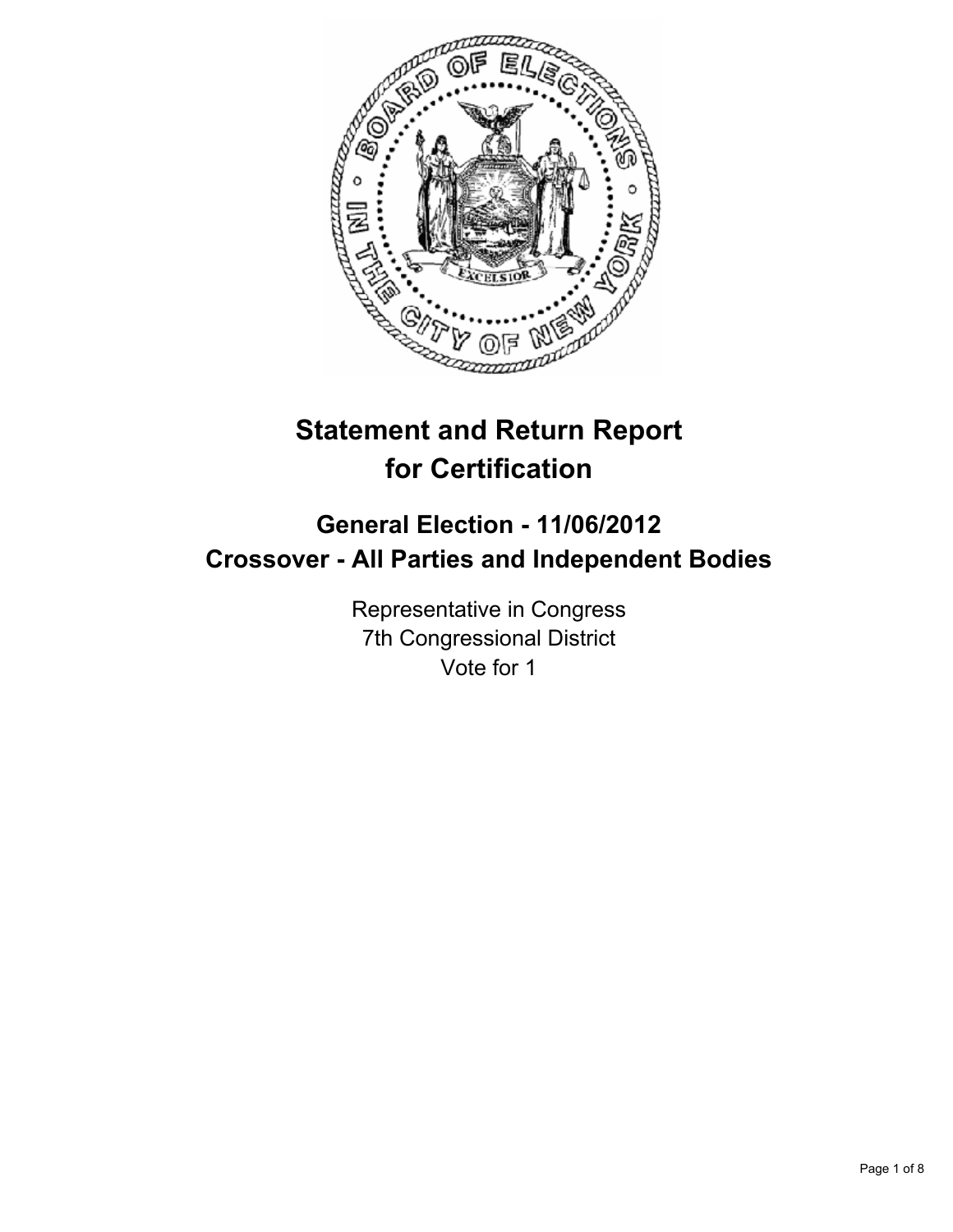# Statement and Return Report for Certification

## General Election - 11/06/2012
## Crossover - All Parties and Independent Bodies

Representative in Congress
7th Congressional District
Vote for 1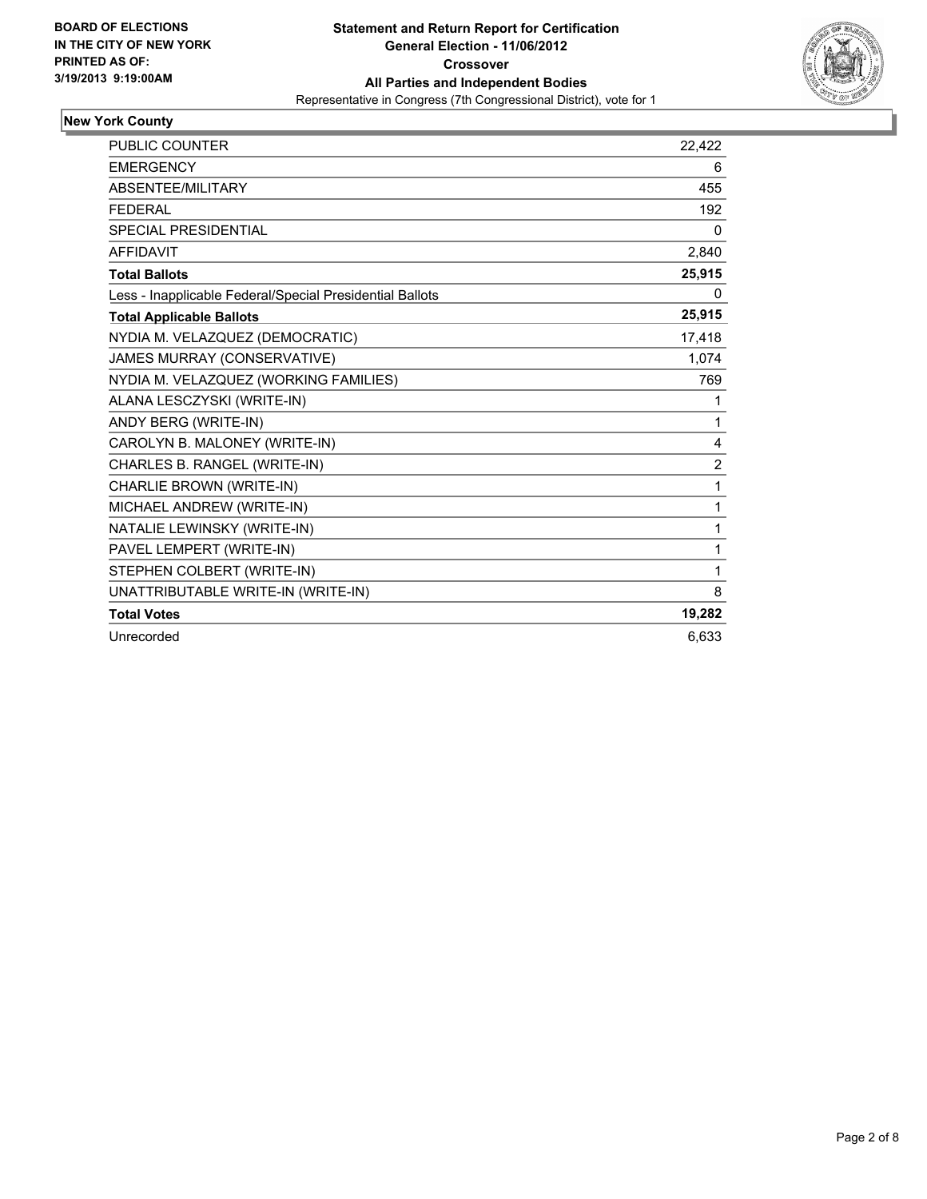**BOARD OF ELECTIONS IN THE CITY OF NEW YORK PRINTED AS OF: 3/19/2013 9:19:00AM**

# Statement and Return Report for Certification
## General Election - 11/06/2012
## Crossover
## All Parties and Independent Bodies

Representative in Congress (7th Congressional District), vote for 1

### New York County

| | |
|---|---|
| PUBLIC COUNTER | 22,422 |
| EMERGENCY | 6 |
| ABSENTEE/MILITARY | 455 |
| FEDERAL | 192 |
| SPECIAL PRESIDENTIAL | 0 |
| AFFIDAVIT | 2,840 |
| **Total Ballots** | **25,915** |
| Less - Inapplicable Federal/Special Presidential Ballots | 0 |
| **Total Applicable Ballots** | **25,915** |
| NYDIA M. VELAZQUEZ (DEMOCRATIC) | 17,418 |
| JAMES MURRAY (CONSERVATIVE) | 1,074 |
| NYDIA M. VELAZQUEZ (WORKING FAMILIES) | 769 |
| ALANA LESCZYSKI (WRITE-IN) | 1 |
| ANDY BERG (WRITE-IN) | 1 |
| CAROLYN B. MALONEY (WRITE-IN) | 4 |
| CHARLES B. RANGEL (WRITE-IN) | 2 |
| CHARLIE BROWN (WRITE-IN) | 1 |
| MICHAEL ANDREW (WRITE-IN) | 1 |
| NATALIE LEWINSKY (WRITE-IN) | 1 |
| PAVEL LEMPERT (WRITE-IN) | 1 |
| STEPHEN COLBERT (WRITE-IN) | 1 |
| UNATTRIBUTABLE WRITE-IN (WRITE-IN) | 8 |
| **Total Votes** | **19,282** |
| Unrecorded | 6,633 |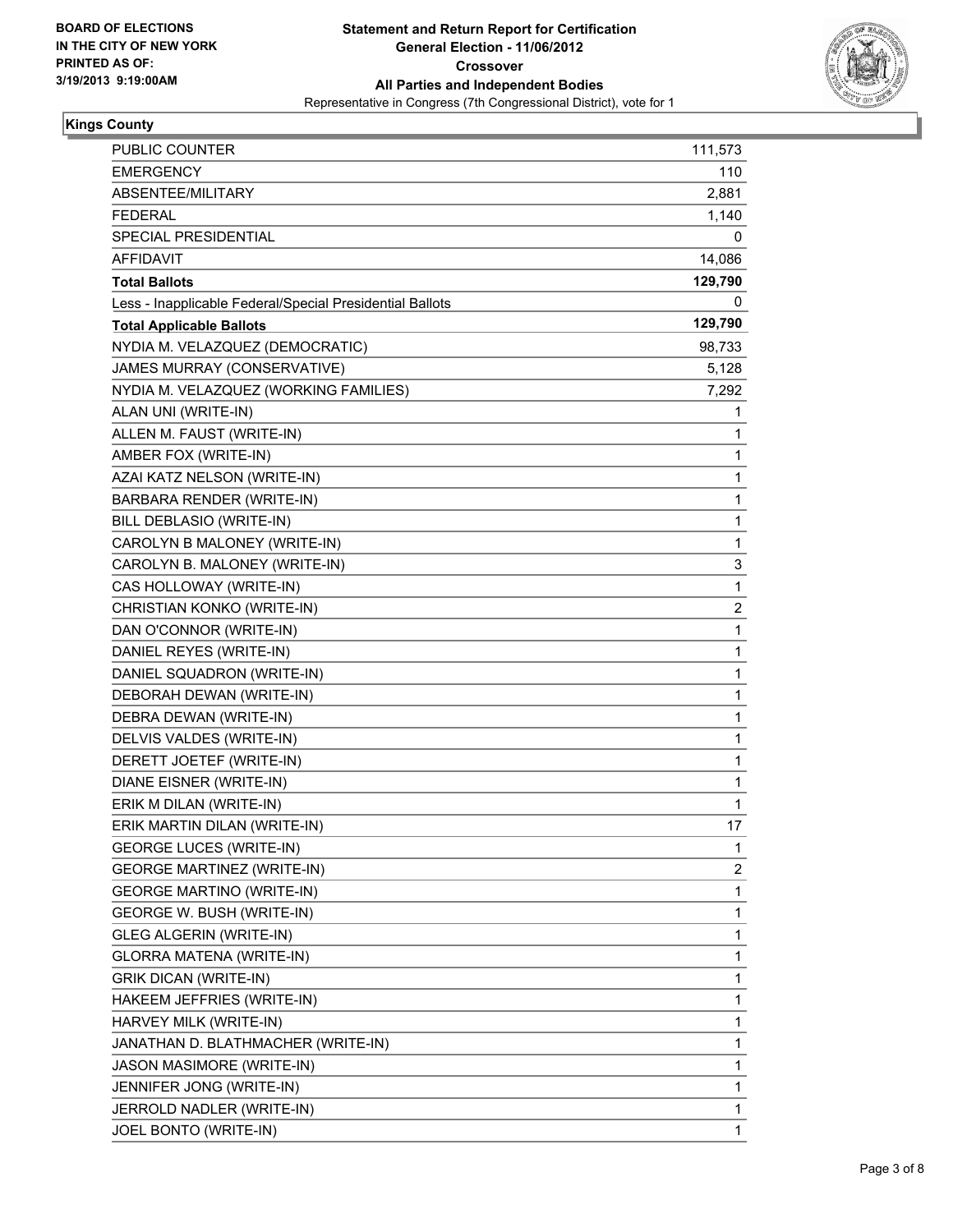**BOARD OF ELECTIONS IN THE CITY OF NEW YORK PRINTED AS OF: 3/19/2013 9:19:00AM**

# Statement and Return Report for Certification
## General Election - 11/06/2012
## Crossover
## All Parties and Independent Bodies
### Representative in Congress (7th Congressional District), vote for 1

**Kings County**

| | |
|---|---|
| PUBLIC COUNTER | 111,573 |
| EMERGENCY | 110 |
| ABSENTEE/MILITARY | 2,881 |
| FEDERAL | 1,140 |
| SPECIAL PRESIDENTIAL | 0 |
| AFFIDAVIT | 14,086 |
| **Total Ballots** | **129,790** |
| Less - Inapplicable Federal/Special Presidential Ballots | 0 |
| **Total Applicable Ballots** | **129,790** |
| NYDIA M. VELAZQUEZ (DEMOCRATIC) | 98,733 |
| JAMES MURRAY (CONSERVATIVE) | 5,128 |
| NYDIA M. VELAZQUEZ (WORKING FAMILIES) | 7,292 |
| ALAN UNI (WRITE-IN) | 1 |
| ALLEN M. FAUST (WRITE-IN) | 1 |
| AMBER FOX (WRITE-IN) | 1 |
| AZAI KATZ NELSON (WRITE-IN) | 1 |
| BARBARA RENDER (WRITE-IN) | 1 |
| BILL DEBLASIO (WRITE-IN) | 1 |
| CAROLYN B MALONEY (WRITE-IN) | 1 |
| CAROLYN B. MALONEY (WRITE-IN) | 3 |
| CAS HOLLOWAY (WRITE-IN) | 1 |
| CHRISTIAN KONKO (WRITE-IN) | 2 |
| DAN O'CONNOR (WRITE-IN) | 1 |
| DANIEL REYES (WRITE-IN) | 1 |
| DANIEL SQUADRON (WRITE-IN) | 1 |
| DEBORAH DEWAN (WRITE-IN) | 1 |
| DEBRA DEWAN (WRITE-IN) | 1 |
| DELVIS VALDES (WRITE-IN) | 1 |
| DERETT JOETEF (WRITE-IN) | 1 |
| DIANE EISNER (WRITE-IN) | 1 |
| ERIK M DILAN (WRITE-IN) | 1 |
| ERIK MARTIN DILAN (WRITE-IN) | 17 |
| GEORGE LUCES (WRITE-IN) | 1 |
| GEORGE MARTINEZ (WRITE-IN) | 2 |
| GEORGE MARTINO (WRITE-IN) | 1 |
| GEORGE W. BUSH (WRITE-IN) | 1 |
| GLEG ALGERIN (WRITE-IN) | 1 |
| GLORRA MATENA (WRITE-IN) | 1 |
| GRIK DICAN (WRITE-IN) | 1 |
| HAKEEM JEFFRIES (WRITE-IN) | 1 |
| HARVEY MILK (WRITE-IN) | 1 |
| JANATHAN D. BLATHMACHER (WRITE-IN) | 1 |
| JASON MASIMORE (WRITE-IN) | 1 |
| JENNIFER JONG (WRITE-IN) | 1 |
| JERROLD NADLER (WRITE-IN) | 1 |
| JOEL BONTO (WRITE-IN) | 1 |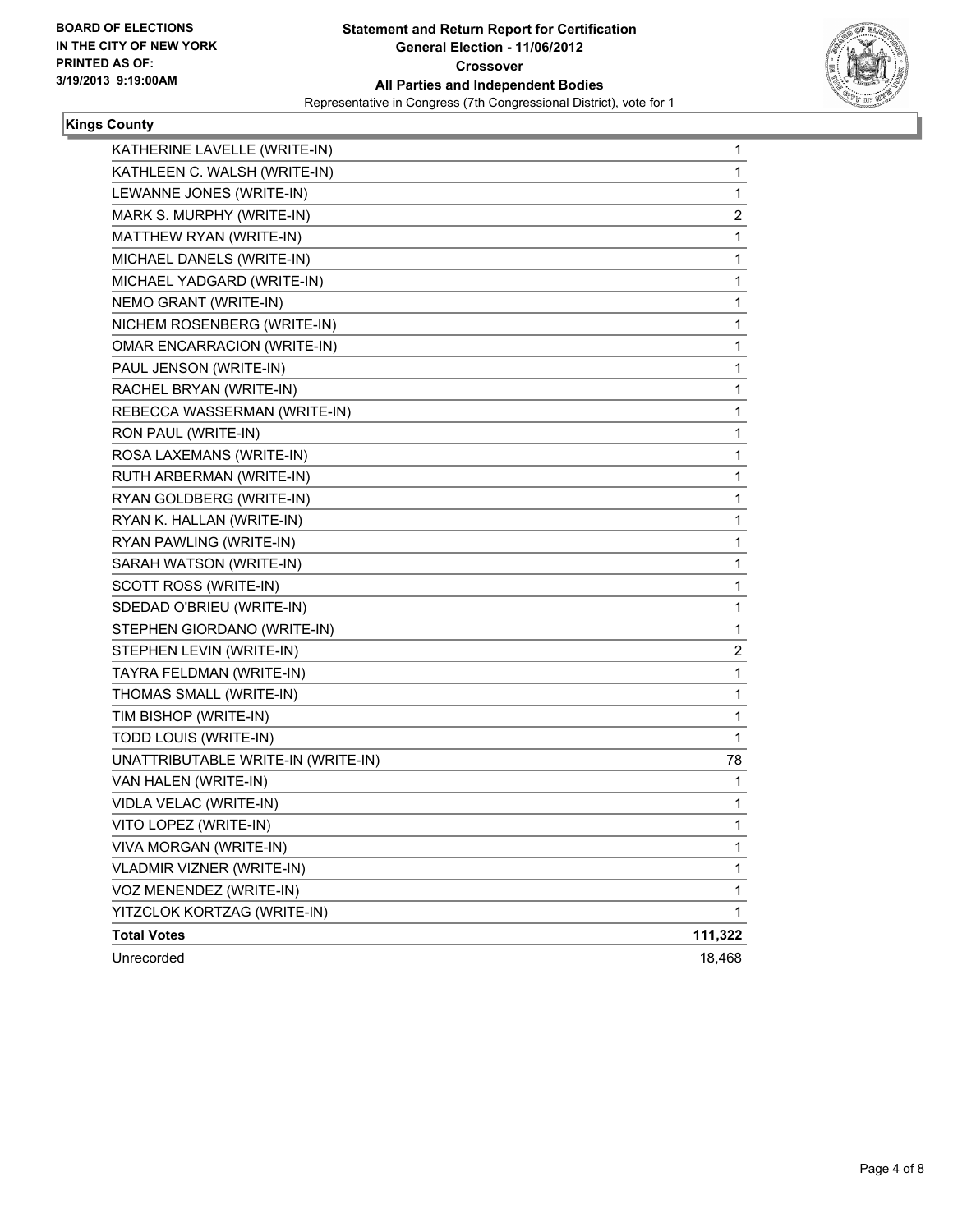BOARD OF ELECTIONS
IN THE CITY OF NEW YORK
PRINTED AS OF:
3/19/2013 9:19:00AM

**Statement and Return Report for Certification**
**General Election - 11/06/2012**
**Crossover**
**All Parties and Independent Bodies**
Representative in Congress (7th Congressional District), vote for 1

## Kings County

| | |
|---|---|
| KATHERINE LAVELLE (WRITE-IN) | 1 |
| KATHLEEN C. WALSH (WRITE-IN) | 1 |
| LEWANNE JONES (WRITE-IN) | 1 |
| MARK S. MURPHY (WRITE-IN) | 2 |
| MATTHEW RYAN (WRITE-IN) | 1 |
| MICHAEL DANELS (WRITE-IN) | 1 |
| MICHAEL YADGARD (WRITE-IN) | 1 |
| NEMO GRANT (WRITE-IN) | 1 |
| NICHEM ROSENBERG (WRITE-IN) | 1 |
| OMAR ENCARRACION (WRITE-IN) | 1 |
| PAUL JENSON (WRITE-IN) | 1 |
| RACHEL BRYAN (WRITE-IN) | 1 |
| REBECCA WASSERMAN (WRITE-IN) | 1 |
| RON PAUL (WRITE-IN) | 1 |
| ROSA LAXEMANS (WRITE-IN) | 1 |
| RUTH ARBERMAN (WRITE-IN) | 1 |
| RYAN GOLDBERG (WRITE-IN) | 1 |
| RYAN K. HALLAN (WRITE-IN) | 1 |
| RYAN PAWLING (WRITE-IN) | 1 |
| SARAH WATSON (WRITE-IN) | 1 |
| SCOTT ROSS (WRITE-IN) | 1 |
| SDEDAD O'BRIEU (WRITE-IN) | 1 |
| STEPHEN GIORDANO (WRITE-IN) | 1 |
| STEPHEN LEVIN (WRITE-IN) | 2 |
| TAYRA FELDMAN (WRITE-IN) | 1 |
| THOMAS SMALL (WRITE-IN) | 1 |
| TIM BISHOP (WRITE-IN) | 1 |
| TODD LOUIS (WRITE-IN) | 1 |
| UNATTRIBUTABLE WRITE-IN (WRITE-IN) | 78 |
| VAN HALEN (WRITE-IN) | 1 |
| VIDLA VELAC (WRITE-IN) | 1 |
| VITO LOPEZ (WRITE-IN) | 1 |
| VIVA MORGAN (WRITE-IN) | 1 |
| VLADMIR VIZNER (WRITE-IN) | 1 |
| VOZ MENENDEZ (WRITE-IN) | 1 |
| YITZCLOK KORTZAG (WRITE-IN) | 1 |
| **Total Votes** | **111,322** |
| Unrecorded | 18,468 |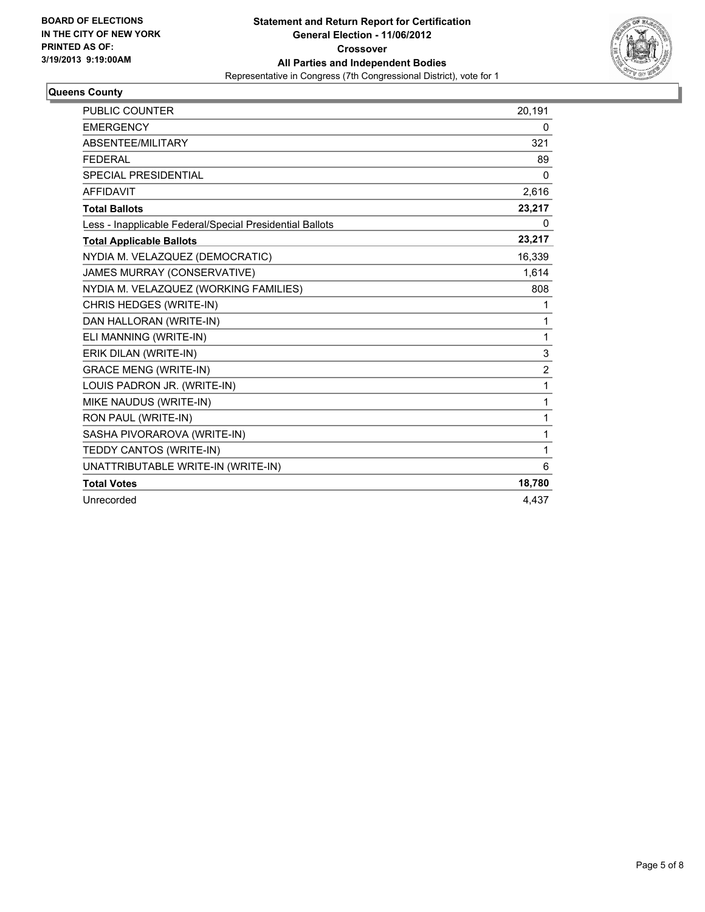BOARD OF ELECTIONS
IN THE CITY OF NEW YORK
PRINTED AS OF:
3/19/2013 9:19:00AM

**Statement and Return Report for Certification**
**General Election - 11/06/2012**
**Crossover**
**All Parties and Independent Bodies**
Representative in Congress (7th Congressional District), vote for 1

**Queens County**

| | |
|---|---|
| PUBLIC COUNTER | 20,191 |
| EMERGENCY | 0 |
| ABSENTEE/MILITARY | 321 |
| FEDERAL | 89 |
| SPECIAL PRESIDENTIAL | 0 |
| AFFIDAVIT | 2,616 |
| **Total Ballots** | **23,217** |
| Less - Inapplicable Federal/Special Presidential Ballots | 0 |
| **Total Applicable Ballots** | **23,217** |
| NYDIA M. VELAZQUEZ (DEMOCRATIC) | 16,339 |
| JAMES MURRAY (CONSERVATIVE) | 1,614 |
| NYDIA M. VELAZQUEZ (WORKING FAMILIES) | 808 |
| CHRIS HEDGES (WRITE-IN) | 1 |
| DAN HALLORAN (WRITE-IN) | 1 |
| ELI MANNING (WRITE-IN) | 1 |
| ERIK DILAN (WRITE-IN) | 3 |
| GRACE MENG (WRITE-IN) | 2 |
| LOUIS PADRON JR. (WRITE-IN) | 1 |
| MIKE NAUDUS (WRITE-IN) | 1 |
| RON PAUL (WRITE-IN) | 1 |
| SASHA PIVORAROVA (WRITE-IN) | 1 |
| TEDDY CANTOS (WRITE-IN) | 1 |
| UNATTRIBUTABLE WRITE-IN (WRITE-IN) | 6 |
| **Total Votes** | **18,780** |
| Unrecorded | 4,437 |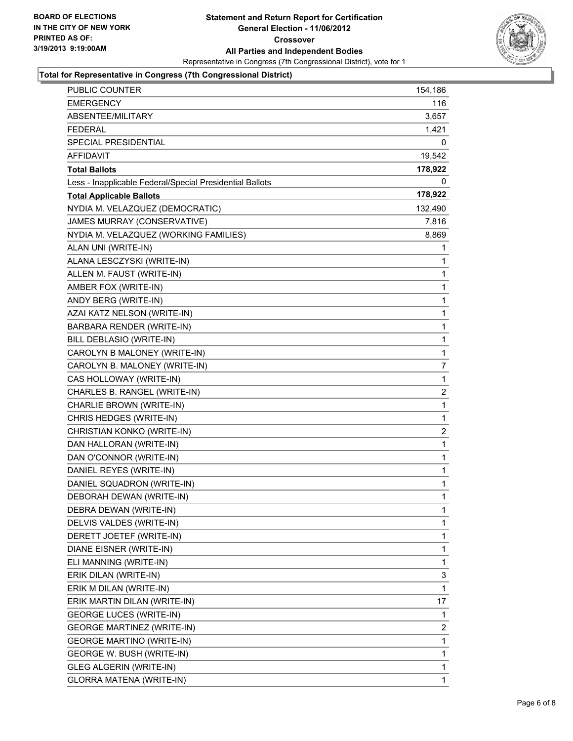BOARD OF ELECTIONS
IN THE CITY OF NEW YORK
PRINTED AS OF:
3/19/2013 9:19:00AM

**Statement and Return Report for Certification**
**General Election - 11/06/2012**
**Crossover**
**All Parties and Independent Bodies**
Representative in Congress (7th Congressional District), vote for 1

**Total for Representative in Congress (7th Congressional District)**

| | |
|---|---|
| PUBLIC COUNTER | 154,186 |
| EMERGENCY | 116 |
| ABSENTEE/MILITARY | 3,657 |
| FEDERAL | 1,421 |
| SPECIAL PRESIDENTIAL | 0 |
| AFFIDAVIT | 19,542 |
| **Total Ballots** | **178,922** |
| Less - Inapplicable Federal/Special Presidential Ballots | 0 |
| **Total Applicable Ballots** | **178,922** |
| NYDIA M. VELAZQUEZ (DEMOCRATIC) | 132,490 |
| JAMES MURRAY (CONSERVATIVE) | 7,816 |
| NYDIA M. VELAZQUEZ (WORKING FAMILIES) | 8,869 |
| ALAN UNI (WRITE-IN) | 1 |
| ALANA LESCZYSKI (WRITE-IN) | 1 |
| ALLEN M. FAUST (WRITE-IN) | 1 |
| AMBER FOX (WRITE-IN) | 1 |
| ANDY BERG (WRITE-IN) | 1 |
| AZAI KATZ NELSON (WRITE-IN) | 1 |
| BARBARA RENDER (WRITE-IN) | 1 |
| BILL DEBLASIO (WRITE-IN) | 1 |
| CAROLYN B MALONEY (WRITE-IN) | 1 |
| CAROLYN B. MALONEY (WRITE-IN) | 7 |
| CAS HOLLOWAY (WRITE-IN) | 1 |
| CHARLES B. RANGEL (WRITE-IN) | 2 |
| CHARLIE BROWN (WRITE-IN) | 1 |
| CHRIS HEDGES (WRITE-IN) | 1 |
| CHRISTIAN KONKO (WRITE-IN) | 2 |
| DAN HALLORAN (WRITE-IN) | 1 |
| DAN O'CONNOR (WRITE-IN) | 1 |
| DANIEL REYES (WRITE-IN) | 1 |
| DANIEL SQUADRON (WRITE-IN) | 1 |
| DEBORAH DEWAN (WRITE-IN) | 1 |
| DEBRA DEWAN (WRITE-IN) | 1 |
| DELVIS VALDES (WRITE-IN) | 1 |
| DERETT JOETEF (WRITE-IN) | 1 |
| DIANE EISNER (WRITE-IN) | 1 |
| ELI MANNING (WRITE-IN) | 1 |
| ERIK DILAN (WRITE-IN) | 3 |
| ERIK M DILAN (WRITE-IN) | 1 |
| ERIK MARTIN DILAN (WRITE-IN) | 17 |
| GEORGE LUCES (WRITE-IN) | 1 |
| GEORGE MARTINEZ (WRITE-IN) | 2 |
| GEORGE MARTINO (WRITE-IN) | 1 |
| GEORGE W. BUSH (WRITE-IN) | 1 |
| GLEG ALGERIN (WRITE-IN) | 1 |
| GLORRA MATENA (WRITE-IN) | 1 |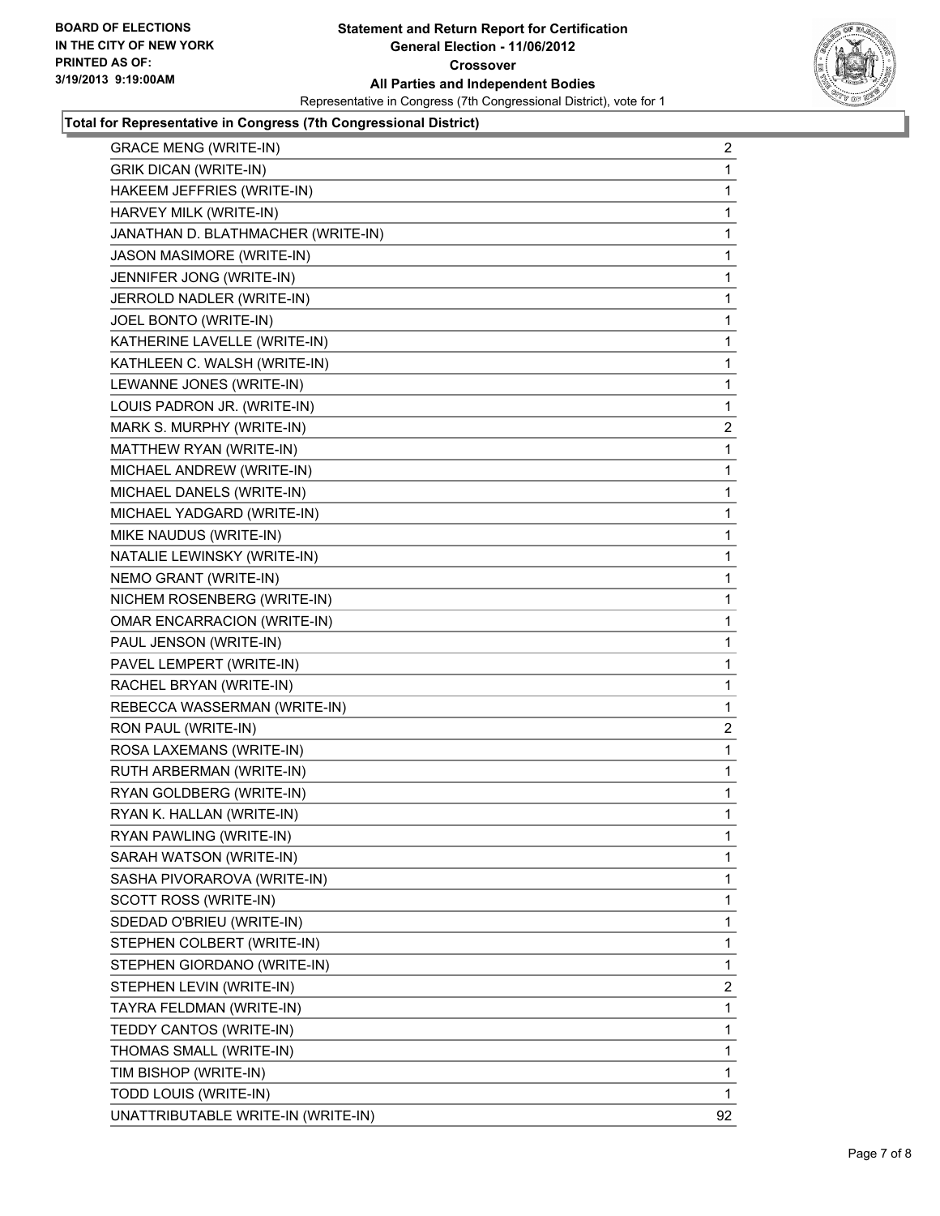**BOARD OF ELECTIONS IN THE CITY OF NEW YORK PRINTED AS OF: 3/19/2013 9:19:00AM**

**Statement and Return Report for Certification General Election - 11/06/2012 Crossover All Parties and Independent Bodies**

Representative in Congress (7th Congressional District), vote for 1

**Total for Representative in Congress (7th Congressional District)**

| | |
|---|---|
| GRACE MENG (WRITE-IN) | 2 |
| GRIK DICAN (WRITE-IN) | 1 |
| HAKEEM JEFFRIES (WRITE-IN) | 1 |
| HARVEY MILK (WRITE-IN) | 1 |
| JANATHAN D. BLATHMACHER (WRITE-IN) | 1 |
| JASON MASIMORE (WRITE-IN) | 1 |
| JENNIFER JONG (WRITE-IN) | 1 |
| JERROLD NADLER (WRITE-IN) | 1 |
| JOEL BONTO (WRITE-IN) | 1 |
| KATHERINE LAVELLE (WRITE-IN) | 1 |
| KATHLEEN C. WALSH (WRITE-IN) | 1 |
| LEWANNE JONES (WRITE-IN) | 1 |
| LOUIS PADRON JR. (WRITE-IN) | 1 |
| MARK S. MURPHY (WRITE-IN) | 2 |
| MATTHEW RYAN (WRITE-IN) | 1 |
| MICHAEL ANDREW (WRITE-IN) | 1 |
| MICHAEL DANELS (WRITE-IN) | 1 |
| MICHAEL YADGARD (WRITE-IN) | 1 |
| MIKE NAUDUS (WRITE-IN) | 1 |
| NATALIE LEWINSKY (WRITE-IN) | 1 |
| NEMO GRANT (WRITE-IN) | 1 |
| NICHEM ROSENBERG (WRITE-IN) | 1 |
| OMAR ENCARRACION (WRITE-IN) | 1 |
| PAUL JENSON (WRITE-IN) | 1 |
| PAVEL LEMPERT (WRITE-IN) | 1 |
| RACHEL BRYAN (WRITE-IN) | 1 |
| REBECCA WASSERMAN (WRITE-IN) | 1 |
| RON PAUL (WRITE-IN) | 2 |
| ROSA LAXEMANS (WRITE-IN) | 1 |
| RUTH ARBERMAN (WRITE-IN) | 1 |
| RYAN GOLDBERG (WRITE-IN) | 1 |
| RYAN K. HALLAN (WRITE-IN) | 1 |
| RYAN PAWLING (WRITE-IN) | 1 |
| SARAH WATSON (WRITE-IN) | 1 |
| SASHA PIVORAROVA (WRITE-IN) | 1 |
| SCOTT ROSS (WRITE-IN) | 1 |
| SDEDAD O'BRIEU (WRITE-IN) | 1 |
| STEPHEN COLBERT (WRITE-IN) | 1 |
| STEPHEN GIORDANO (WRITE-IN) | 1 |
| STEPHEN LEVIN (WRITE-IN) | 2 |
| TAYRA FELDMAN (WRITE-IN) | 1 |
| TEDDY CANTOS (WRITE-IN) | 1 |
| THOMAS SMALL (WRITE-IN) | 1 |
| TIM BISHOP (WRITE-IN) | 1 |
| TODD LOUIS (WRITE-IN) | 1 |
| UNATTRIBUTABLE WRITE-IN (WRITE-IN) | 92 |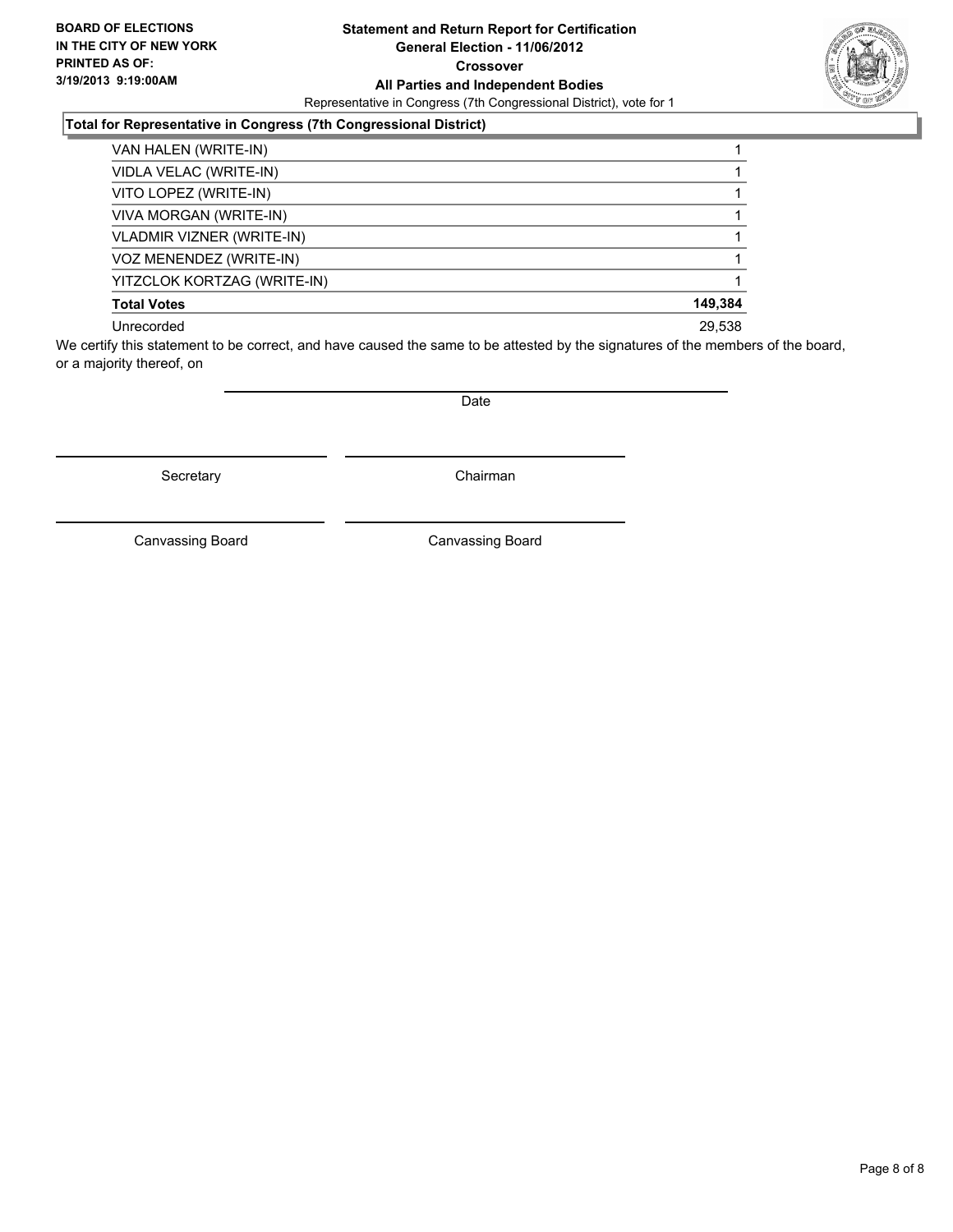**BOARD OF ELECTIONS IN THE CITY OF NEW YORK PRINTED AS OF: 3/19/2013 9:19:00AM**

**Statement and Return Report for Certification**
**General Election - 11/06/2012**
**Crossover**
**All Parties and Independent Bodies**

Representative in Congress (7th Congressional District), vote for 1

**Total for Representative in Congress (7th Congressional District)**

| | |
|---|---|
| VAN HALEN (WRITE-IN) | 1 |
| VIDLA VELAC (WRITE-IN) | 1 |
| VITO LOPEZ (WRITE-IN) | 1 |
| VIVA MORGAN (WRITE-IN) | 1 |
| VLADMIR VIZNER (WRITE-IN) | 1 |
| VOZ MENENDEZ (WRITE-IN) | 1 |
| YITZCLOK KORTZAG (WRITE-IN) | 1 |
| **Total Votes** | **149,384** |
| Unrecorded | 29,538 |

We certify this statement to be correct, and have caused the same to be attested by the signatures of the members of the board, or a majority thereof, on

Date

Secretary

Chairman

Canvassing Board

Canvassing Board